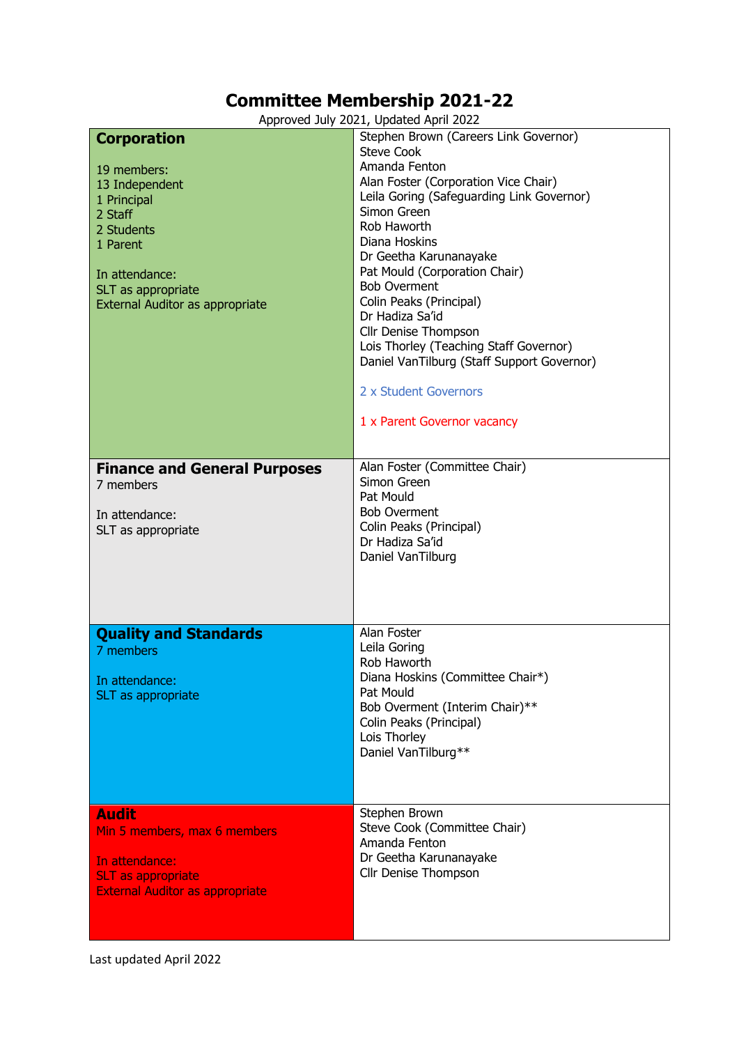# Committee Membership 2021-22

Approved July 2021, Updated April 2022

| Committee | Members |
|---|---|
| **Corporation**<br><br>19 members:<br>13 Independent<br>1 Principal<br>2 Staff<br>2 Students<br>1 Parent<br><br>In attendance:<br>SLT as appropriate<br>External Auditor as appropriate | Stephen Brown (Careers Link Governor)<br>Steve Cook<br>Amanda Fenton<br>Alan Foster (Corporation Vice Chair)<br>Leila Goring (Safeguarding Link Governor)<br>Simon Green<br>Rob Haworth<br>Diana Hoskins<br>Dr Geetha Karunanayake<br>Pat Mould (Corporation Chair)<br>Bob Overment<br>Colin Peaks (Principal)<br>Dr Hadiza Sa'id<br>Cllr Denise Thompson<br>Lois Thorley (Teaching Staff Governor)<br>Daniel VanTilburg (Staff Support Governor)<br><br>2 x Student Governors<br><br>1 x Parent Governor vacancy |
| **Finance and General Purposes**<br>7 members<br><br>In attendance:<br>SLT as appropriate | Alan Foster (Committee Chair)<br>Simon Green<br>Pat Mould<br>Bob Overment<br>Colin Peaks (Principal)<br>Dr Hadiza Sa'id<br>Daniel VanTilburg |
| **Quality and Standards**<br>7 members<br><br>In attendance:<br>SLT as appropriate | Alan Foster<br>Leila Goring<br>Rob Haworth<br>Diana Hoskins (Committee Chair*)<br>Pat Mould<br>Bob Overment (Interim Chair)**<br>Colin Peaks (Principal)<br>Lois Thorley<br>Daniel VanTilburg** |
| **Audit**<br>Min 5 members, max 6 members<br><br>In attendance:<br>SLT as appropriate<br>External Auditor as appropriate | Stephen Brown<br>Steve Cook (Committee Chair)<br>Amanda Fenton<br>Dr Geetha Karunanayake<br>Cllr Denise Thompson |

Last updated April 2022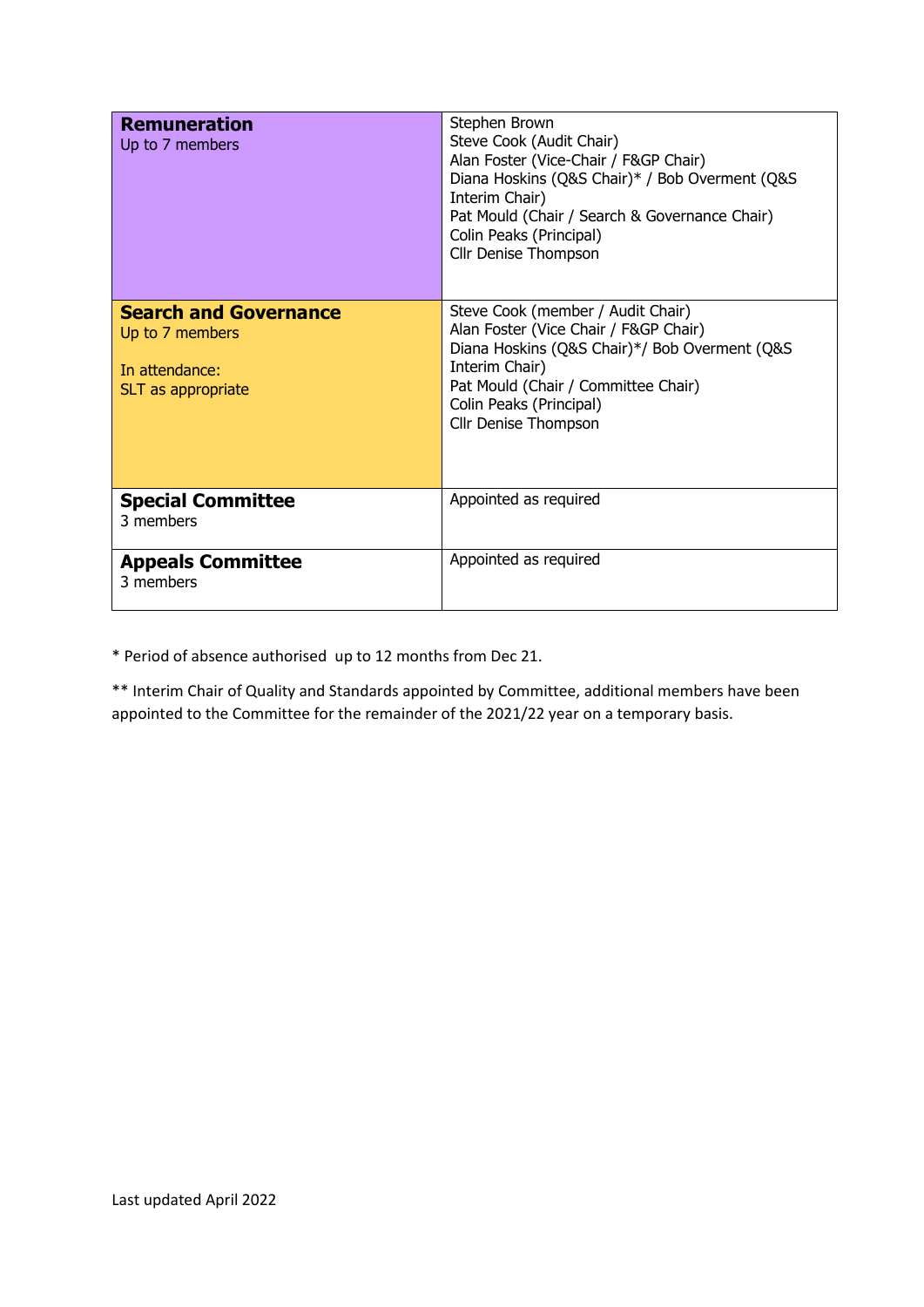| | |
|---|---|
| **Remuneration**<br>Up to 7 members | Stephen Brown<br>Steve Cook (Audit Chair)<br>Alan Foster (Vice-Chair / F&GP Chair)<br>Diana Hoskins (Q&S Chair)* / Bob Overment (Q&S Interim Chair)<br>Pat Mould (Chair / Search & Governance Chair)<br>Colin Peaks (Principal)<br>Cllr Denise Thompson |
| **Search and Governance**<br>Up to 7 members<br><br>In attendance:<br>SLT as appropriate | Steve Cook (member / Audit Chair)<br>Alan Foster (Vice Chair / F&GP Chair)<br>Diana Hoskins (Q&S Chair)*/ Bob Overment (Q&S Interim Chair)<br>Pat Mould (Chair / Committee Chair)<br>Colin Peaks (Principal)<br>Cllr Denise Thompson |
| **Special Committee**<br>3 members | Appointed as required |
| **Appeals Committee**<br>3 members | Appointed as required |

* Period of absence authorised up to 12 months from Dec 21.

** Interim Chair of Quality and Standards appointed by Committee, additional members have been appointed to the Committee for the remainder of the 2021/22 year on a temporary basis.

Last updated April 2022